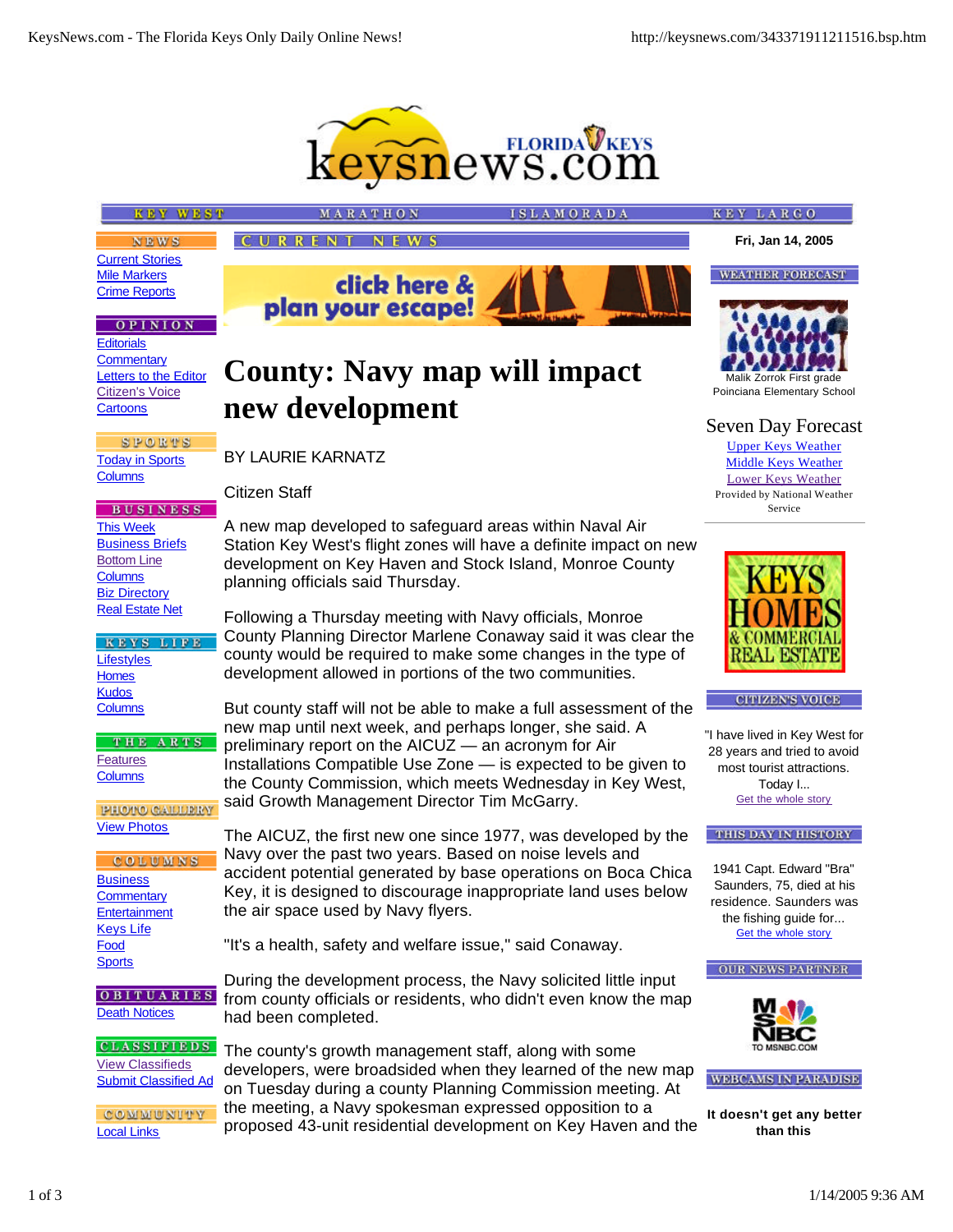NEWS
Current Stories
Mile Markers
Crime Reports

OPINION
Editorials
Commentary
Letters to the Editor
Citizen's Voice
Cartoons

SPORTS
Today in Sports
Columns

BUSINESS
This Week
Business Briefs
Bottom Line
Columns
Biz Directory
Real Estate Net

KEYS LIFE
Lifestyles
Homes
Kudos
Columns

THE ARTS
Features
Columns

PHOTO GALLERY
View Photos

COLUMNS
Business
Commentary
Entertainment
Keys Life
Food
Sports

OBITUARIES
Death Notices

CLASSIFIEDS
View Classifieds
Submit Classified Ad

COMMUNITY
Local Links

KEY WEST MARATHON ISLAMORADA KEY LARGO

CURRENT NEWS

# County: Navy map will impact new development

BY LAURIE KARNATZ

Citizen Staff

A new map developed to safeguard areas within Naval Air Station Key West's flight zones will have a definite impact on new development on Key Haven and Stock Island, Monroe County planning officials said Thursday.

Following a Thursday meeting with Navy officials, Monroe County Planning Director Marlene Conaway said it was clear the county would be required to make some changes in the type of development allowed in portions of the two communities.

But county staff will not be able to make a full assessment of the new map until next week, and perhaps longer, she said. A preliminary report on the AICUZ — an acronym for Air Installations Compatible Use Zone — is expected to be given to the County Commission, which meets Wednesday in Key West, said Growth Management Director Tim McGarry.

The AICUZ, the first new one since 1977, was developed by the Navy over the past two years. Based on noise levels and accident potential generated by base operations on Boca Chica Key, it is designed to discourage inappropriate land uses below the air space used by Navy flyers.

"It's a health, safety and welfare issue," said Conaway.

During the development process, the Navy solicited little input from county officials or residents, who didn't even know the map had been completed.

The county's growth management staff, along with some developers, were broadsided when they learned of the new map on Tuesday during a county Planning Commission meeting. At the meeting, a Navy spokesman expressed opposition to a proposed 43-unit residential development on Key Haven and the

Fri, Jan 14, 2005

WEATHER FORECAST

Malik Zorrok First grade
Poinciana Elementary School

Seven Day Forecast
Upper Keys Weather
Middle Keys Weather
Lower Keys Weather
Provided by National Weather Service

CITIZEN'S VOICE

"I have lived in Key West for 28 years and tried to avoid most tourist attractions. Today I...
Get the whole story

THIS DAY IN HISTORY

1941 Capt. Edward "Bra" Saunders, 75, died at his residence. Saunders was the fishing guide for...
Get the whole story

OUR NEWS PARTNER

WEBCAMS IN PARADISE

**It doesn't get any better than this**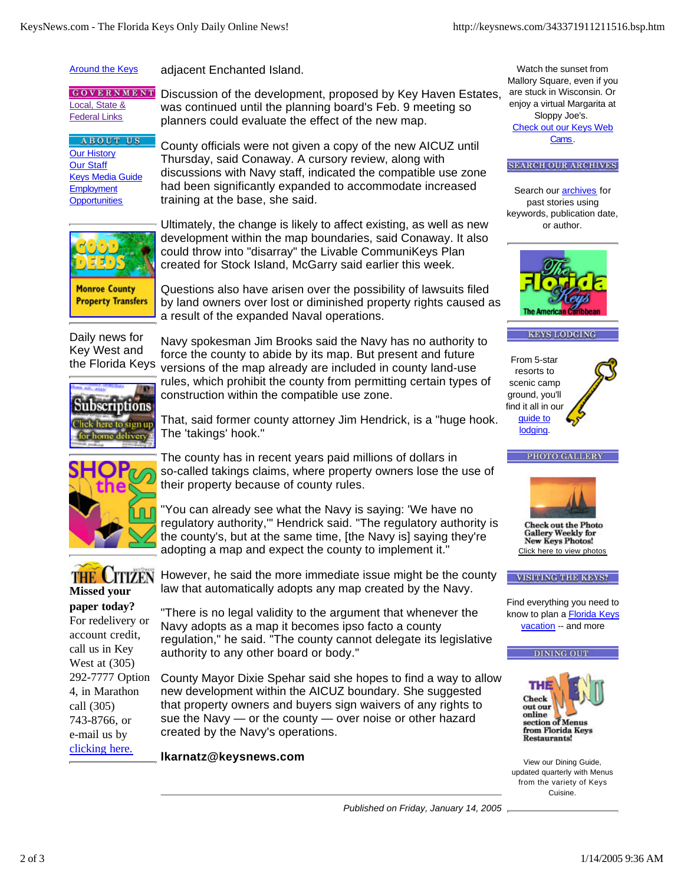adjacent Enchanted Island.

Discussion of the development, proposed by Key Haven Estates, was continued until the planning board's Feb. 9 meeting so planners could evaluate the effect of the new map.

County officials were not given a copy of the new AICUZ until Thursday, said Conaway. A cursory review, along with discussions with Navy staff, indicated the compatible use zone had been significantly expanded to accommodate increased training at the base, she said.

Ultimately, the change is likely to affect existing, as well as new development within the map boundaries, said Conaway. It also could throw into "disarray" the Livable CommuniKeys Plan created for Stock Island, McGarry said earlier this week.

Questions also have arisen over the possibility of lawsuits filed by land owners over lost or diminished property rights caused as a result of the expanded Naval operations.

Navy spokesman Jim Brooks said the Navy has no authority to force the county to abide by its map. But present and future versions of the map already are included in county land-use rules, which prohibit the county from permitting certain types of construction within the compatible use zone.

That, said former county attorney Jim Hendrick, is a "huge hook. The 'takings' hook."

The county has in recent years paid millions of dollars in so-called takings claims, where property owners lose the use of their property because of county rules.

"You can already see what the Navy is saying: 'We have no regulatory authority,'" Hendrick said. "The regulatory authority is the county's, but at the same time, [the Navy is] saying they're adopting a map and expect the county to implement it."

However, he said the more immediate issue might be the county law that automatically adopts any map created by the Navy.

"There is no legal validity to the argument that whenever the Navy adopts as a map it becomes ipso facto a county regulation," he said. "The county cannot delegate its legislative authority to any other board or body."

County Mayor Dixie Spehar said she hopes to find a way to allow new development within the AICUZ boundary. She suggested that property owners and buyers sign waivers of any rights to sue the Navy — or the county — over noise or other hazard created by the Navy's operations.

**lkarnatz@keysnews.com**

*Published on Friday, January 14, 2005*

---

Around the Keys

GOVERNMENT
Local, State & Federal Links

ABOUT US
Our History
Our Staff
Keys Media Guide
Employment Opportunities

Daily news for Key West and the Florida Keys

**Missed your paper today?** For redelivery or account credit, call us in Key West at (305) 292-7777 Option 4, in Marathon call (305) 743-8766, or e-mail us by clicking here.

Watch the sunset from Mallory Square, even if you are stuck in Wisconsin. Or enjoy a virtual Margarita at Sloppy Joe's. Check out our Keys Web Cams.

SEARCH OUR ARCHIVES

Search our archives for past stories using keywords, publication date, or author.

KEYS LODGING

From 5-star resorts to scenic camp ground, you'll find it all in our guide to lodging.

PHOTO GALLERY

Check out the Photo Gallery Weekly for New Keys Photos!
Click here to view photos

VISITING THE KEYS?

Find everything you need to know to plan a Florida Keys vacation -- and more

DINING OUT

View our Dining Guide, updated quarterly with Menus from the variety of Keys Cuisine.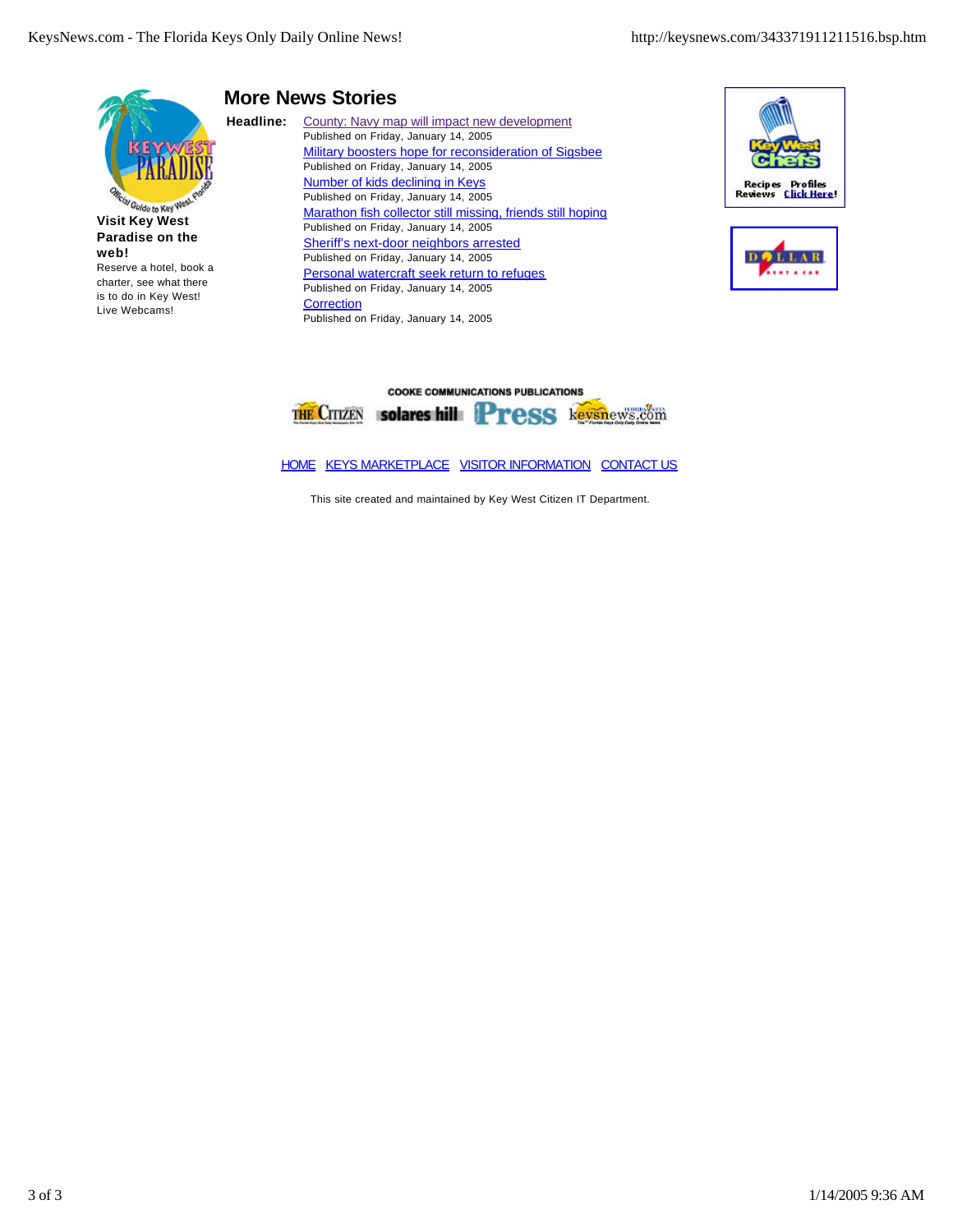**Visit Key West Paradise on the web!**

Reserve a hotel, book a charter, see what there is to do in Key West! Live Webcams!

## More News Stories

**Headline:**

County: Navy map will impact new development
Published on Friday, January 14, 2005

Military boosters hope for reconsideration of Sigsbee
Published on Friday, January 14, 2005

Number of kids declining in Keys
Published on Friday, January 14, 2005

Marathon fish collector still missing, friends still hoping
Published on Friday, January 14, 2005

Sheriff's next-door neighbors arrested
Published on Friday, January 14, 2005

Personal watercraft seek return to refuges
Published on Friday, January 14, 2005

Correction
Published on Friday, January 14, 2005

Recipes Profiles Reviews Click Here!

COOKE COMMUNICATIONS PUBLICATIONS

HOME KEYS MARKETPLACE VISITOR INFORMATION CONTACT US

This site created and maintained by Key West Citizen IT Department.